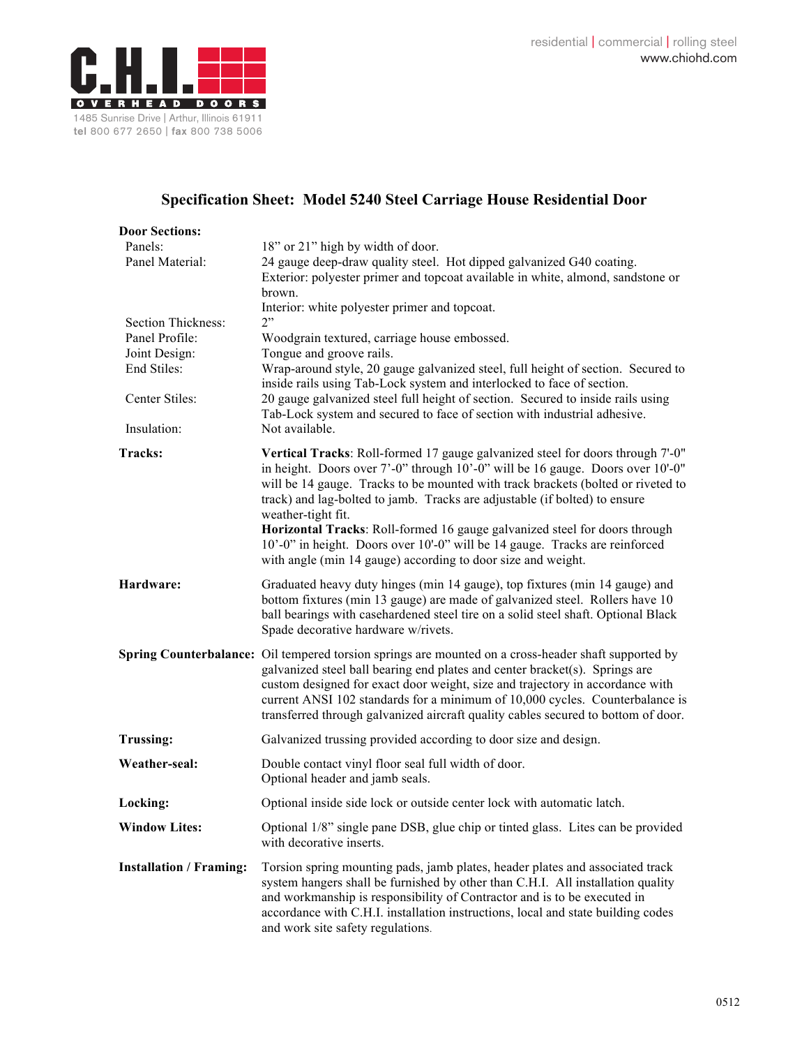residential | commercial | rolling steel
www.chiohd.com

C.H.I. OVERHEAD DOORS
1485 Sunrise Drive | Arthur, Illinois 61911
tel 800 677 2650 | fax 800 738 5006

# Specification Sheet: Model 5240 Steel Carriage House Residential Door

**Door Sections:**

| | |
|---|---|
| Panels: | 18" or 21" high by width of door. |
| Panel Material: | 24 gauge deep-draw quality steel. Hot dipped galvanized G40 coating. Exterior: polyester primer and topcoat available in white, almond, sandstone or brown. Interior: white polyester primer and topcoat. |
| Section Thickness: | 2" |
| Panel Profile: | Woodgrain textured, carriage house embossed. |
| Joint Design: | Tongue and groove rails. |
| End Stiles: | Wrap-around style, 20 gauge galvanized steel, full height of section. Secured to inside rails using Tab-Lock system and interlocked to face of section. |
| Center Stiles: | 20 gauge galvanized steel full height of section. Secured to inside rails using Tab-Lock system and secured to face of section with industrial adhesive. |
| Insulation: | Not available. |

**Tracks:** **Vertical Tracks**: Roll-formed 17 gauge galvanized steel for doors through 7'-0" in height. Doors over 7'-0" through 10'-0" will be 16 gauge. Doors over 10'-0" will be 14 gauge. Tracks to be mounted with track brackets (bolted or riveted to track) and lag-bolted to jamb. Tracks are adjustable (if bolted) to ensure weather-tight fit.
**Horizontal Tracks**: Roll-formed 16 gauge galvanized steel for doors through 10'-0" in height. Doors over 10'-0" will be 14 gauge. Tracks are reinforced with angle (min 14 gauge) according to door size and weight.

**Hardware:** Graduated heavy duty hinges (min 14 gauge), top fixtures (min 14 gauge) and bottom fixtures (min 13 gauge) are made of galvanized steel. Rollers have 10 ball bearings with casehardened steel tire on a solid steel shaft. Optional Black Spade decorative hardware w/rivets.

**Spring Counterbalance:** Oil tempered torsion springs are mounted on a cross-header shaft supported by galvanized steel ball bearing end plates and center bracket(s). Springs are custom designed for exact door weight, size and trajectory in accordance with current ANSI 102 standards for a minimum of 10,000 cycles. Counterbalance is transferred through galvanized aircraft quality cables secured to bottom of door.

**Trussing:** Galvanized trussing provided according to door size and design.

**Weather-seal:** Double contact vinyl floor seal full width of door.
Optional header and jamb seals.

**Locking:** Optional inside side lock or outside center lock with automatic latch.

**Window Lites:** Optional 1/8" single pane DSB, glue chip or tinted glass. Lites can be provided with decorative inserts.

**Installation / Framing:** Torsion spring mounting pads, jamb plates, header plates and associated track system hangers shall be furnished by other than C.H.I. All installation quality and workmanship is responsibility of Contractor and is to be executed in accordance with C.H.I. installation instructions, local and state building codes and work site safety regulations.

0512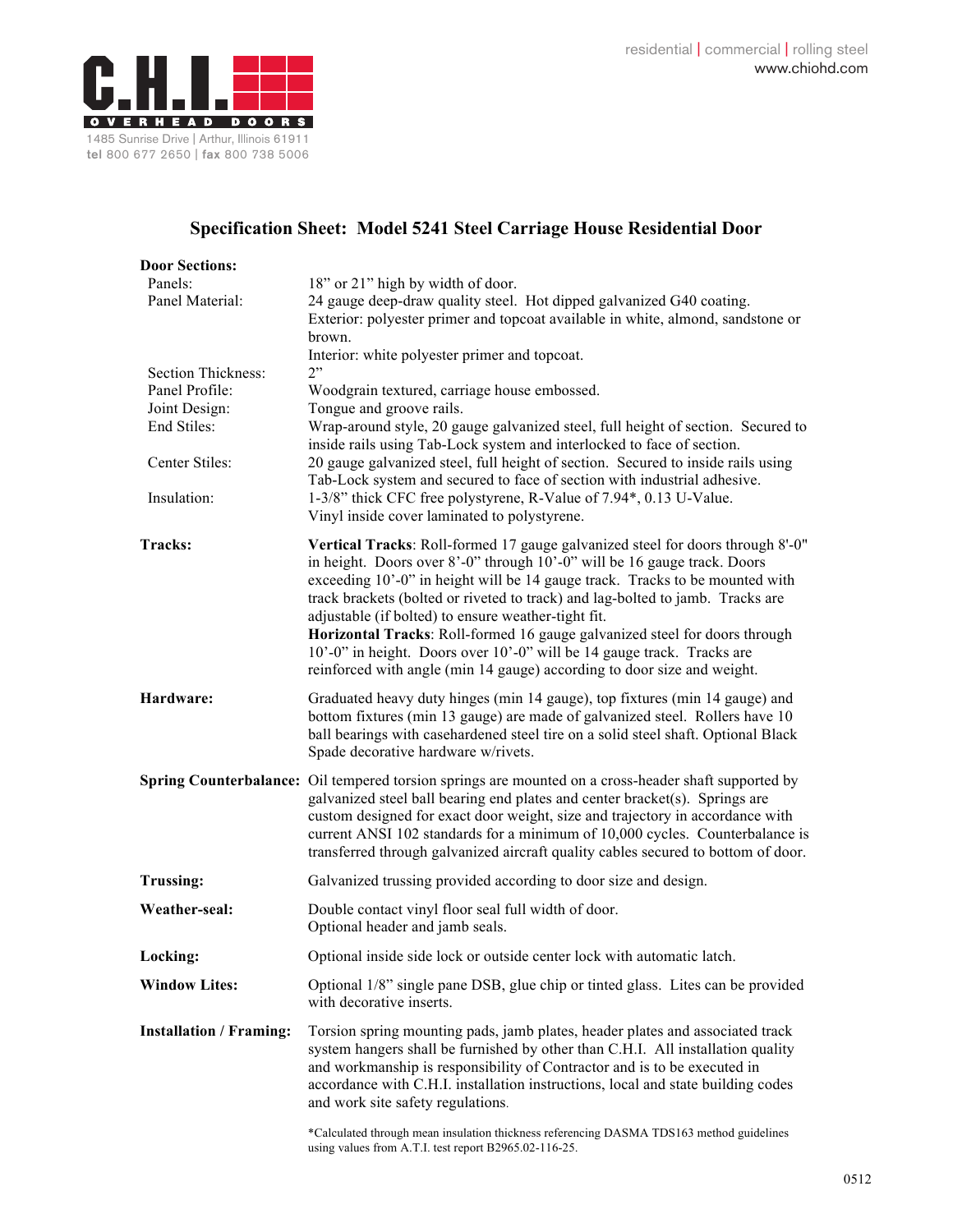C.H.I. OVERHEAD DOORS

1485 Sunrise Drive | Arthur, Illinois 61911
**tel** 800 677 2650 | **fax** 800 738 5006

residential | commercial | rolling steel
www.chiohd.com

## Specification Sheet: Model 5241 Steel Carriage House Residential Door

**Door Sections:**

| | |
|---|---|
| Panels: | 18" or 21" high by width of door. |
| Panel Material: | 24 gauge deep-draw quality steel. Hot dipped galvanized G40 coating. Exterior: polyester primer and topcoat available in white, almond, sandstone or brown. Interior: white polyester primer and topcoat. |
| Section Thickness: | 2" |
| Panel Profile: | Woodgrain textured, carriage house embossed. |
| Joint Design: | Tongue and groove rails. |
| End Stiles: | Wrap-around style, 20 gauge galvanized steel, full height of section. Secured to inside rails using Tab-Lock system and interlocked to face of section. |
| Center Stiles: | 20 gauge galvanized steel, full height of section. Secured to inside rails using Tab-Lock system and secured to face of section with industrial adhesive. |
| Insulation: | 1-3/8" thick CFC free polystyrene, R-Value of 7.94*, 0.13 U-Value. Vinyl inside cover laminated to polystyrene. |

**Tracks:** **Vertical Tracks**: Roll-formed 17 gauge galvanized steel for doors through 8'-0" in height. Doors over 8'-0" through 10'-0" will be 16 gauge track. Doors exceeding 10'-0" in height will be 14 gauge track. Tracks to be mounted with track brackets (bolted or riveted to track) and lag-bolted to jamb. Tracks are adjustable (if bolted) to ensure weather-tight fit.
**Horizontal Tracks**: Roll-formed 16 gauge galvanized steel for doors through 10'-0" in height. Doors over 10'-0" will be 14 gauge track. Tracks are reinforced with angle (min 14 gauge) according to door size and weight.

**Hardware:** Graduated heavy duty hinges (min 14 gauge), top fixtures (min 14 gauge) and bottom fixtures (min 13 gauge) are made of galvanized steel. Rollers have 10 ball bearings with casehardened steel tire on a solid steel shaft. Optional Black Spade decorative hardware w/rivets.

**Spring Counterbalance:** Oil tempered torsion springs are mounted on a cross-header shaft supported by galvanized steel ball bearing end plates and center bracket(s). Springs are custom designed for exact door weight, size and trajectory in accordance with current ANSI 102 standards for a minimum of 10,000 cycles. Counterbalance is transferred through galvanized aircraft quality cables secured to bottom of door.

**Trussing:** Galvanized trussing provided according to door size and design.

**Weather-seal:** Double contact vinyl floor seal full width of door. Optional header and jamb seals.

**Locking:** Optional inside side lock or outside center lock with automatic latch.

**Window Lites:** Optional 1/8" single pane DSB, glue chip or tinted glass. Lites can be provided with decorative inserts.

**Installation / Framing:** Torsion spring mounting pads, jamb plates, header plates and associated track system hangers shall be furnished by other than C.H.I. All installation quality and workmanship is responsibility of Contractor and is to be executed in accordance with C.H.I. installation instructions, local and state building codes and work site safety regulations.

*Calculated through mean insulation thickness referencing DASMA TDS163 method guidelines using values from A.T.I. test report B2965.02-116-25.

0512